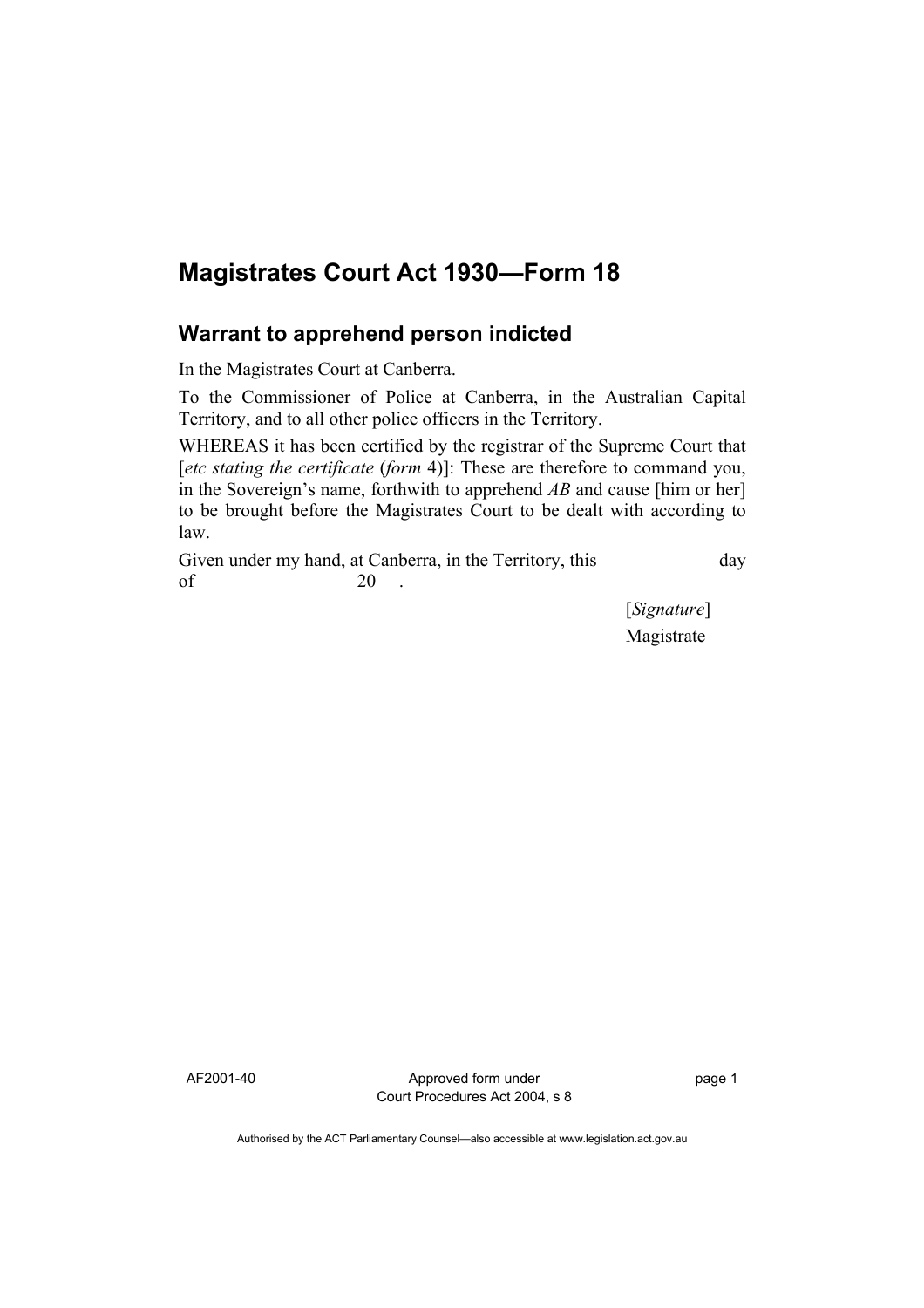# Magistrates Court Act 1930—Form 18

## Warrant to apprehend person indicted

In the Magistrates Court at Canberra.

To the Commissioner of Police at Canberra, in the Australian Capital Territory, and to all other police officers in the Territory.

WHEREAS it has been certified by the registrar of the Supreme Court that [*etc stating the certificate* (*form* 4)]: These are therefore to command you, in the Sovereign's name, forthwith to apprehend *AB* and cause [him or her] to be brought before the Magistrates Court to be dealt with according to law.

Given under my hand, at Canberra, in the Territory, this                    day of                    20   .

[*Signature*]
Magistrate

AF2001-40

Approved form under Court Procedures Act 2004, s 8

Authorised by the ACT Parliamentary Counsel—also accessible at www.legislation.act.gov.au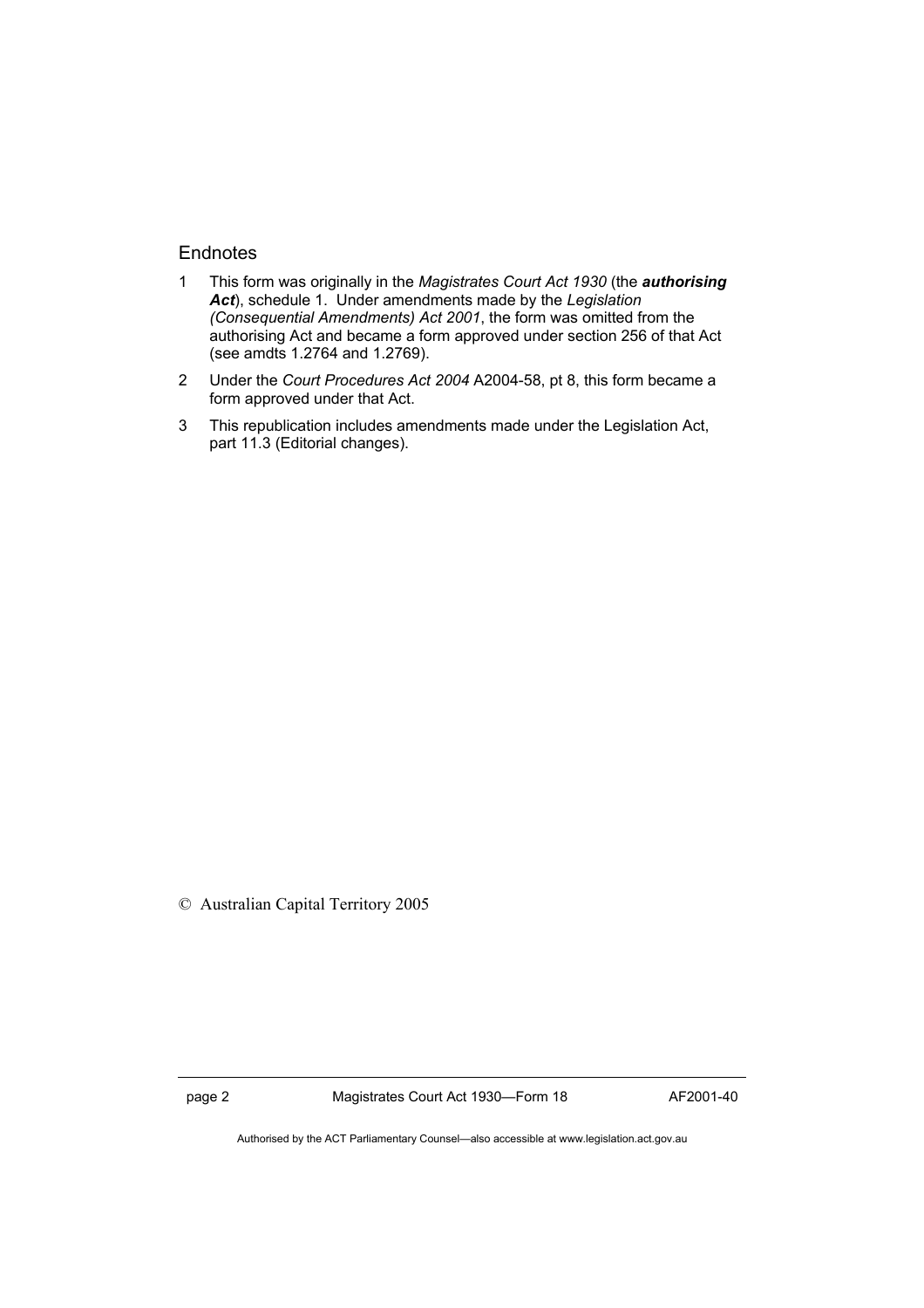## Endnotes

1 This form was originally in the *Magistrates Court Act 1930* (the ***authorising Act***), schedule 1. Under amendments made by the *Legislation (Consequential Amendments) Act 2001*, the form was omitted from the authorising Act and became a form approved under section 256 of that Act (see amdts 1.2764 and 1.2769).

2 Under the *Court Procedures Act 2004* A2004-58, pt 8, this form became a form approved under that Act.

3 This republication includes amendments made under the Legislation Act, part 11.3 (Editorial changes).

© Australian Capital Territory 2005